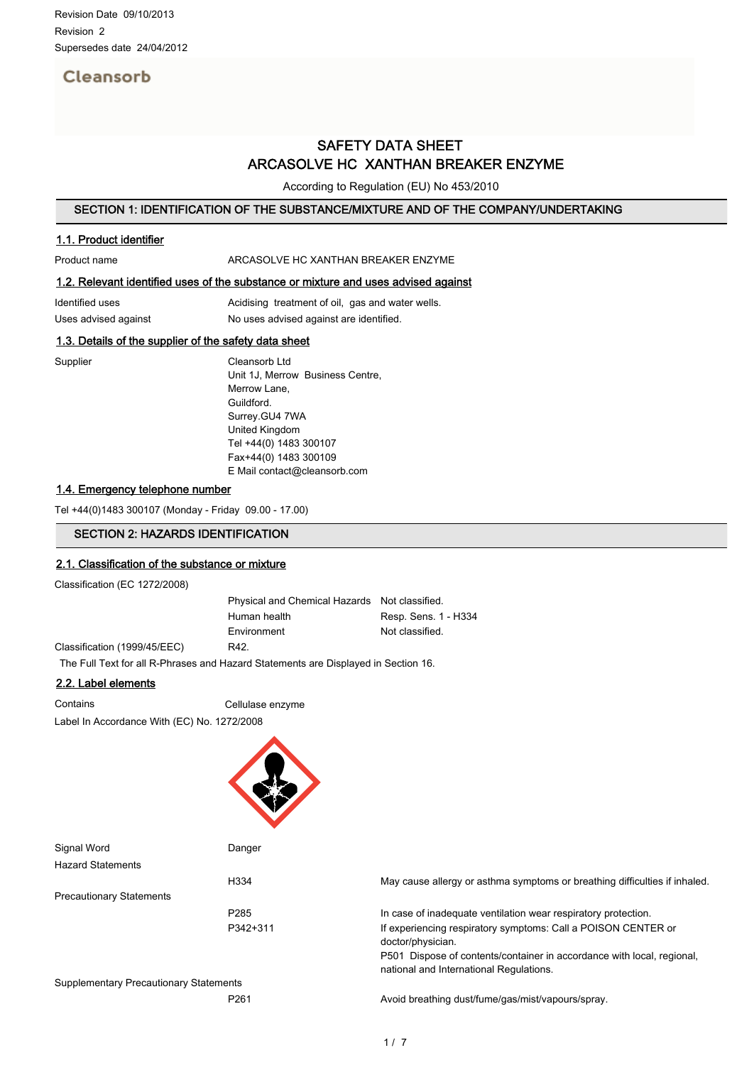Revision Date 09/10/2013

Revision 2

Supersedes date 24/04/2012

Cleansorb

# SAFETY DATA SHEET
# ARCASOLVE HC XANTHAN BREAKER ENZYME

According to Regulation (EU) No 453/2010

## SECTION 1: IDENTIFICATION OF THE SUBSTANCE/MIXTURE AND OF THE COMPANY/UNDERTAKING

### 1.1. Product identifier

Product name ARCASOLVE HC XANTHAN BREAKER ENZYME

### 1.2. Relevant identified uses of the substance or mixture and uses advised against

Identified uses Acidising treatment of oil, gas and water wells.

Uses advised against No uses advised against are identified.

### 1.3. Details of the supplier of the safety data sheet

Supplier
Cleansorb Ltd
Unit 1J, Merrow Business Centre,
Merrow Lane,
Guildford.
Surrey.GU4 7WA
United Kingdom
Tel +44(0) 1483 300107
Fax+44(0) 1483 300109
E Mail contact@cleansorb.com

### 1.4. Emergency telephone number

Tel +44(0)1483 300107 (Monday - Friday 09.00 - 17.00)

## SECTION 2: HAZARDS IDENTIFICATION

### 2.1. Classification of the substance or mixture

Classification (EC 1272/2008)

| | | |
|---|---|---|
| | Physical and Chemical Hazards | Not classified. |
| | Human health | Resp. Sens. 1 - H334 |
| | Environment | Not classified. |
| Classification (1999/45/EEC) | R42. | |

The Full Text for all R-Phrases and Hazard Statements are Displayed in Section 16.

### 2.2. Label elements

Contains Cellulase enzyme

Label In Accordance With (EC) No. 1272/2008

Signal Word Danger

Hazard Statements

| | |
|---|---|
| H334 | May cause allergy or asthma symptoms or breathing difficulties if inhaled. |

Precautionary Statements

| | |
|---|---|
| P285 | In case of inadequate ventilation wear respiratory protection. |
| P342+311 | If experiencing respiratory symptoms: Call a POISON CENTER or doctor/physician. |
| | P501 Dispose of contents/container in accordance with local, regional, national and International Regulations. |

Supplementary Precautionary Statements

| | |
|---|---|
| P261 | Avoid breathing dust/fume/gas/mist/vapours/spray. |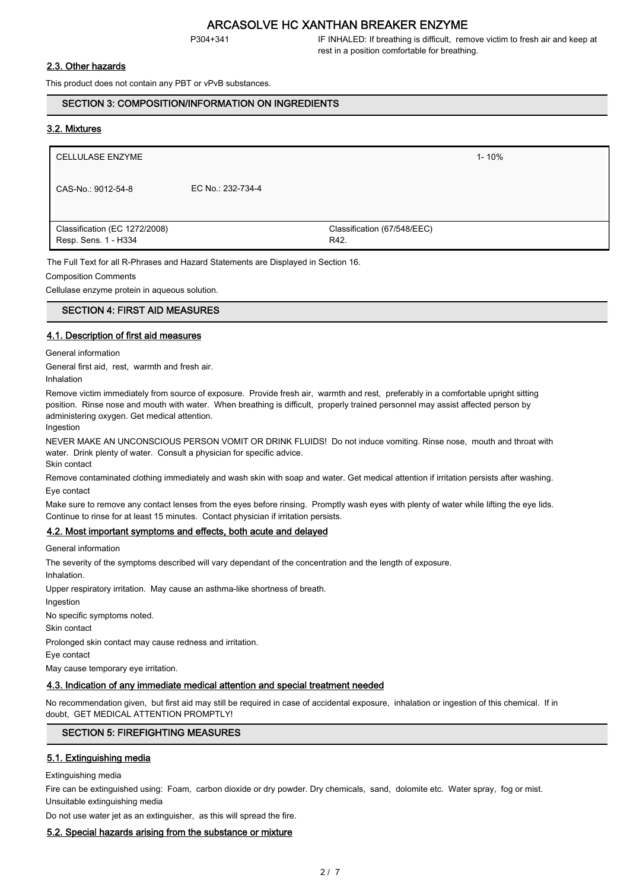P304+341 IF INHALED: If breathing is difficult, remove victim to fresh air and keep at rest in a position comfortable for breathing.

### 2.3. Other hazards

This product does not contain any PBT or vPvB substances.

## SECTION 3: COMPOSITION/INFORMATION ON INGREDIENTS

### 3.2. Mixtures

| CELLULASE ENZYME | | | 1- 10% |
|---|---|---|---|
| CAS-No.: 9012-54-8 | EC No.: 232-734-4 | | |
| Classification (EC 1272/2008)<br>Resp. Sens. 1 - H334 | | Classification (67/548/EEC)<br>R42. | |

The Full Text for all R-Phrases and Hazard Statements are Displayed in Section 16.

Composition Comments

Cellulase enzyme protein in aqueous solution.

## SECTION 4: FIRST AID MEASURES

### 4.1. Description of first aid measures

General information

General first aid, rest, warmth and fresh air.

Inhalation

Remove victim immediately from source of exposure. Provide fresh air, warmth and rest, preferably in a comfortable upright sitting position. Rinse nose and mouth with water. When breathing is difficult, properly trained personnel may assist affected person by administering oxygen. Get medical attention.

Ingestion

NEVER MAKE AN UNCONSCIOUS PERSON VOMIT OR DRINK FLUIDS! Do not induce vomiting. Rinse nose, mouth and throat with water. Drink plenty of water. Consult a physician for specific advice.

Skin contact

Remove contaminated clothing immediately and wash skin with soap and water. Get medical attention if irritation persists after washing.

Eye contact

Make sure to remove any contact lenses from the eyes before rinsing. Promptly wash eyes with plenty of water while lifting the eye lids. Continue to rinse for at least 15 minutes. Contact physician if irritation persists.

### 4.2. Most important symptoms and effects, both acute and delayed

General information

The severity of the symptoms described will vary dependant of the concentration and the length of exposure.

Inhalation.

Upper respiratory irritation. May cause an asthma-like shortness of breath.

Ingestion

No specific symptoms noted.

Skin contact

Prolonged skin contact may cause redness and irritation.

Eye contact

May cause temporary eye irritation.

### 4.3. Indication of any immediate medical attention and special treatment needed

No recommendation given, but first aid may still be required in case of accidental exposure, inhalation or ingestion of this chemical. If in doubt, GET MEDICAL ATTENTION PROMPTLY!

## SECTION 5: FIREFIGHTING MEASURES

### 5.1. Extinguishing media

Extinguishing media

Fire can be extinguished using: Foam, carbon dioxide or dry powder. Dry chemicals, sand, dolomite etc. Water spray, fog or mist.

Unsuitable extinguishing media

Do not use water jet as an extinguisher, as this will spread the fire.

### 5.2. Special hazards arising from the substance or mixture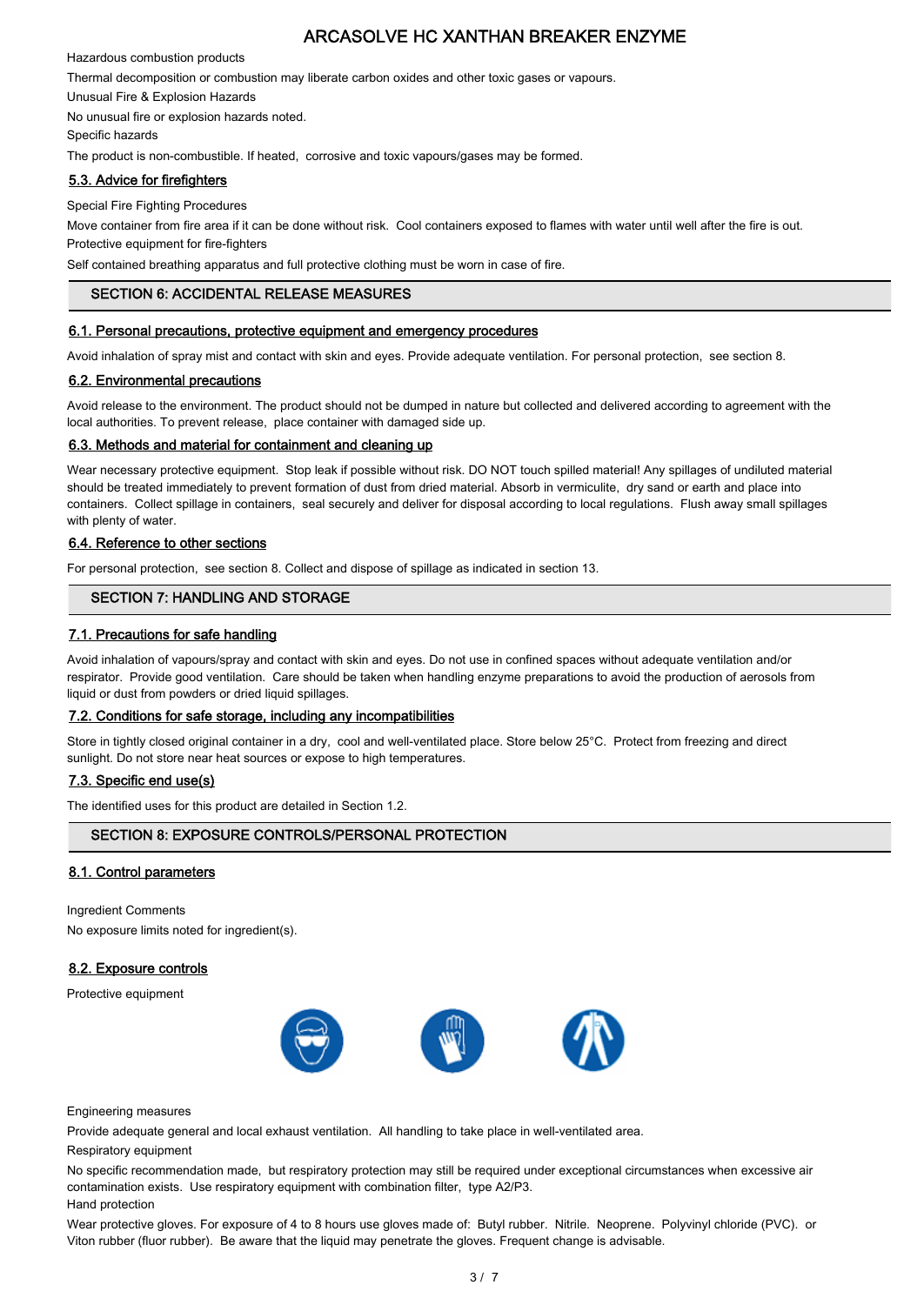Hazardous combustion products

Thermal decomposition or combustion may liberate carbon oxides and other toxic gases or vapours.

Unusual Fire & Explosion Hazards

No unusual fire or explosion hazards noted.

Specific hazards

The product is non-combustible. If heated, corrosive and toxic vapours/gases may be formed.

### 5.3. Advice for firefighters

Special Fire Fighting Procedures

Move container from fire area if it can be done without risk. Cool containers exposed to flames with water until well after the fire is out.

Protective equipment for fire-fighters

Self contained breathing apparatus and full protective clothing must be worn in case of fire.

## SECTION 6: ACCIDENTAL RELEASE MEASURES

### 6.1. Personal precautions, protective equipment and emergency procedures

Avoid inhalation of spray mist and contact with skin and eyes. Provide adequate ventilation. For personal protection, see section 8.

### 6.2. Environmental precautions

Avoid release to the environment. The product should not be dumped in nature but collected and delivered according to agreement with the local authorities. To prevent release, place container with damaged side up.

### 6.3. Methods and material for containment and cleaning up

Wear necessary protective equipment. Stop leak if possible without risk. DO NOT touch spilled material! Any spillages of undiluted material should be treated immediately to prevent formation of dust from dried material. Absorb in vermiculite, dry sand or earth and place into containers. Collect spillage in containers, seal securely and deliver for disposal according to local regulations. Flush away small spillages with plenty of water.

### 6.4. Reference to other sections

For personal protection, see section 8. Collect and dispose of spillage as indicated in section 13.

## SECTION 7: HANDLING AND STORAGE

### 7.1. Precautions for safe handling

Avoid inhalation of vapours/spray and contact with skin and eyes. Do not use in confined spaces without adequate ventilation and/or respirator. Provide good ventilation. Care should be taken when handling enzyme preparations to avoid the production of aerosols from liquid or dust from powders or dried liquid spillages.

### 7.2. Conditions for safe storage, including any incompatibilities

Store in tightly closed original container in a dry, cool and well-ventilated place. Store below 25°C. Protect from freezing and direct sunlight. Do not store near heat sources or expose to high temperatures.

### 7.3. Specific end use(s)

The identified uses for this product are detailed in Section 1.2.

## SECTION 8: EXPOSURE CONTROLS/PERSONAL PROTECTION

### 8.1. Control parameters

Ingredient Comments

No exposure limits noted for ingredient(s).

### 8.2. Exposure controls

Protective equipment

Engineering measures

Provide adequate general and local exhaust ventilation. All handling to take place in well-ventilated area.

Respiratory equipment

No specific recommendation made, but respiratory protection may still be required under exceptional circumstances when excessive air contamination exists. Use respiratory equipment with combination filter, type A2/P3.

Hand protection

Wear protective gloves. For exposure of 4 to 8 hours use gloves made of: Butyl rubber. Nitrile. Neoprene. Polyvinyl chloride (PVC). or Viton rubber (fluor rubber). Be aware that the liquid may penetrate the gloves. Frequent change is advisable.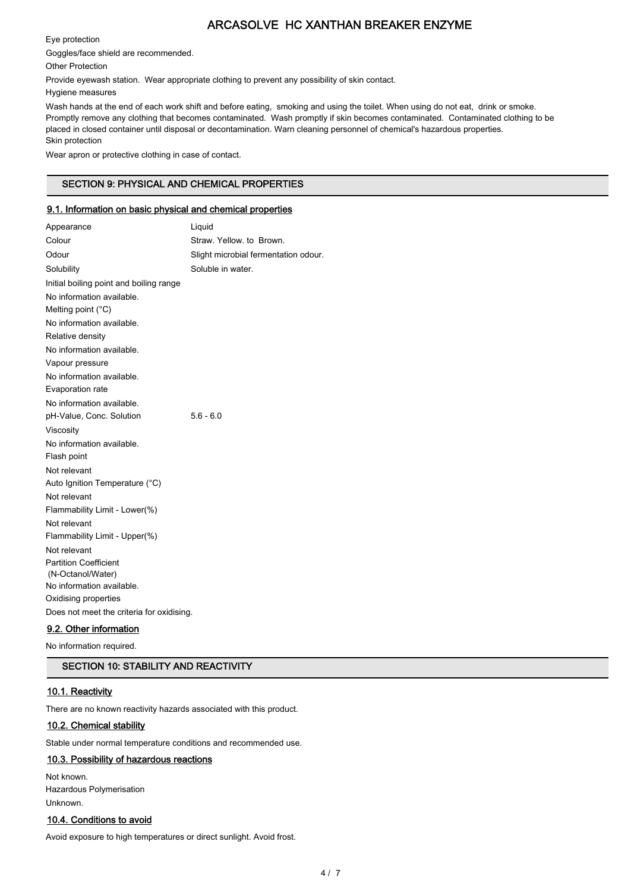Eye protection

Goggles/face shield are recommended.

Other Protection

Provide eyewash station. Wear appropriate clothing to prevent any possibility of skin contact.

Hygiene measures

Wash hands at the end of each work shift and before eating, smoking and using the toilet. When using do not eat, drink or smoke. Promptly remove any clothing that becomes contaminated. Wash promptly if skin becomes contaminated. Contaminated clothing to be placed in closed container until disposal or decontamination. Warn cleaning personnel of chemical's hazardous properties.

Skin protection

Wear apron or protective clothing in case of contact.

## SECTION 9: PHYSICAL AND CHEMICAL PROPERTIES

### 9.1. Information on basic physical and chemical properties

| | |
|---|---|
| Appearance | Liquid |
| Colour | Straw. Yellow. to Brown. |
| Odour | Slight microbial fermentation odour. |
| Solubility | Soluble in water. |

Initial boiling point and boiling range

No information available.

Melting point (°C)

No information available.

Relative density

No information available.

Vapour pressure

No information available.

Evaporation rate

No information available.

| | |
|---|---|
| pH-Value, Conc. Solution | 5.6 - 6.0 |

Viscosity

No information available.

Flash point

Not relevant

Auto Ignition Temperature (°C)

Not relevant

Flammability Limit - Lower(%)

Not relevant

Flammability Limit - Upper(%)

Not relevant

Partition Coefficient
(N-Octanol/Water)

No information available.

Oxidising properties

Does not meet the criteria for oxidising.

### 9.2. Other information

No information required.

## SECTION 10: STABILITY AND REACTIVITY

### 10.1. Reactivity

There are no known reactivity hazards associated with this product.

### 10.2. Chemical stability

Stable under normal temperature conditions and recommended use.

### 10.3. Possibility of hazardous reactions

Not known.

Hazardous Polymerisation

Unknown.

### 10.4. Conditions to avoid

Avoid exposure to high temperatures or direct sunlight. Avoid frost.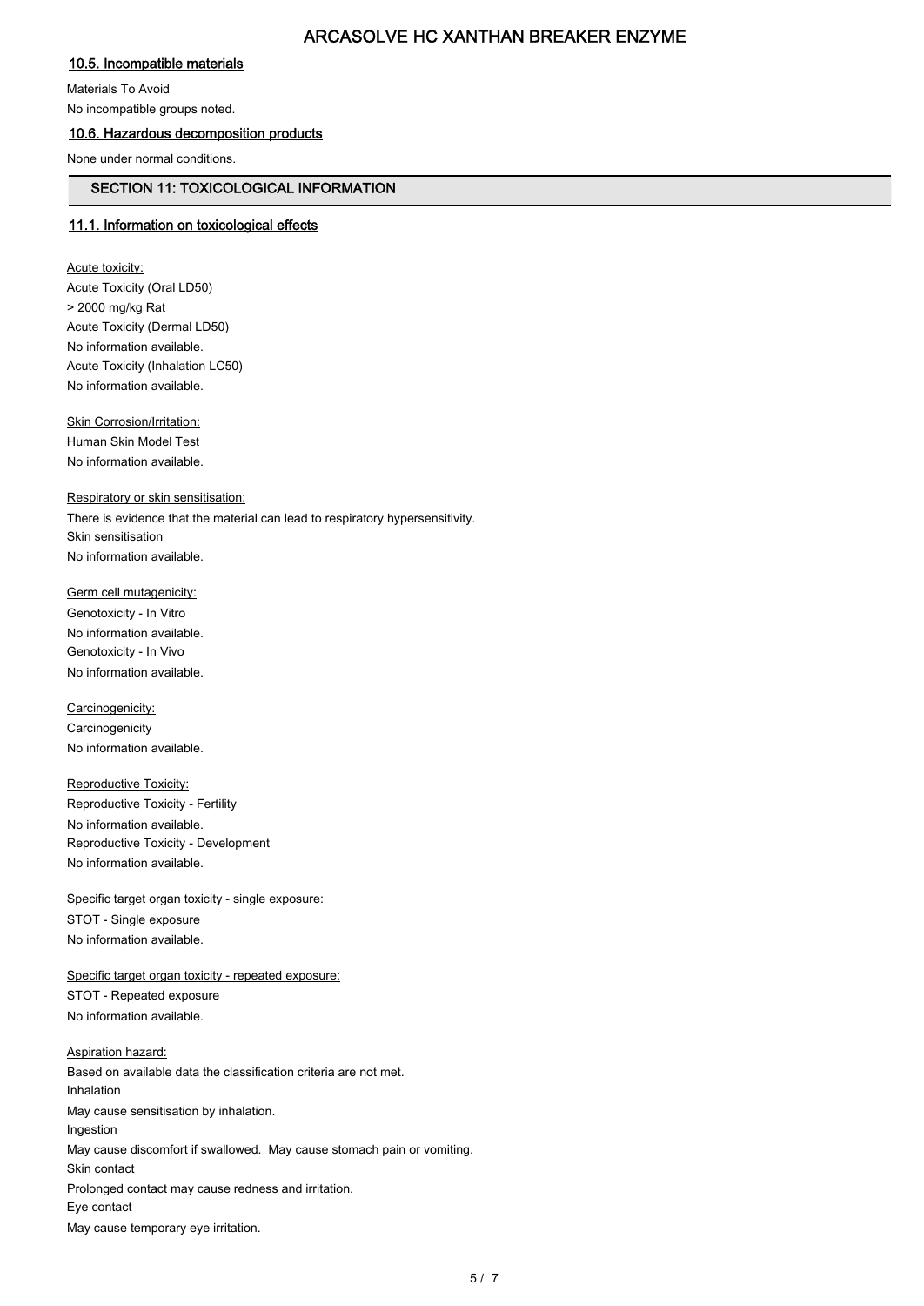### 10.5. Incompatible materials

Materials To Avoid

No incompatible groups noted.

### 10.6. Hazardous decomposition products

None under normal conditions.

## SECTION 11: TOXICOLOGICAL INFORMATION

### 11.1. Information on toxicological effects

Acute toxicity:

Acute Toxicity (Oral LD50)

> 2000 mg/kg Rat

Acute Toxicity (Dermal LD50)

No information available.

Acute Toxicity (Inhalation LC50)

No information available.

Skin Corrosion/Irritation:

Human Skin Model Test

No information available.

Respiratory or skin sensitisation:

There is evidence that the material can lead to respiratory hypersensitivity.

Skin sensitisation

No information available.

Germ cell mutagenicity:

Genotoxicity - In Vitro

No information available.

Genotoxicity - In Vivo

No information available.

Carcinogenicity:

Carcinogenicity

No information available.

Reproductive Toxicity:

Reproductive Toxicity - Fertility

No information available.

Reproductive Toxicity - Development

No information available.

Specific target organ toxicity - single exposure:

STOT - Single exposure

No information available.

Specific target organ toxicity - repeated exposure:

STOT - Repeated exposure

No information available.

Aspiration hazard:

Based on available data the classification criteria are not met.

Inhalation

May cause sensitisation by inhalation.

Ingestion

May cause discomfort if swallowed. May cause stomach pain or vomiting.

Skin contact

Prolonged contact may cause redness and irritation.

Eye contact

May cause temporary eye irritation.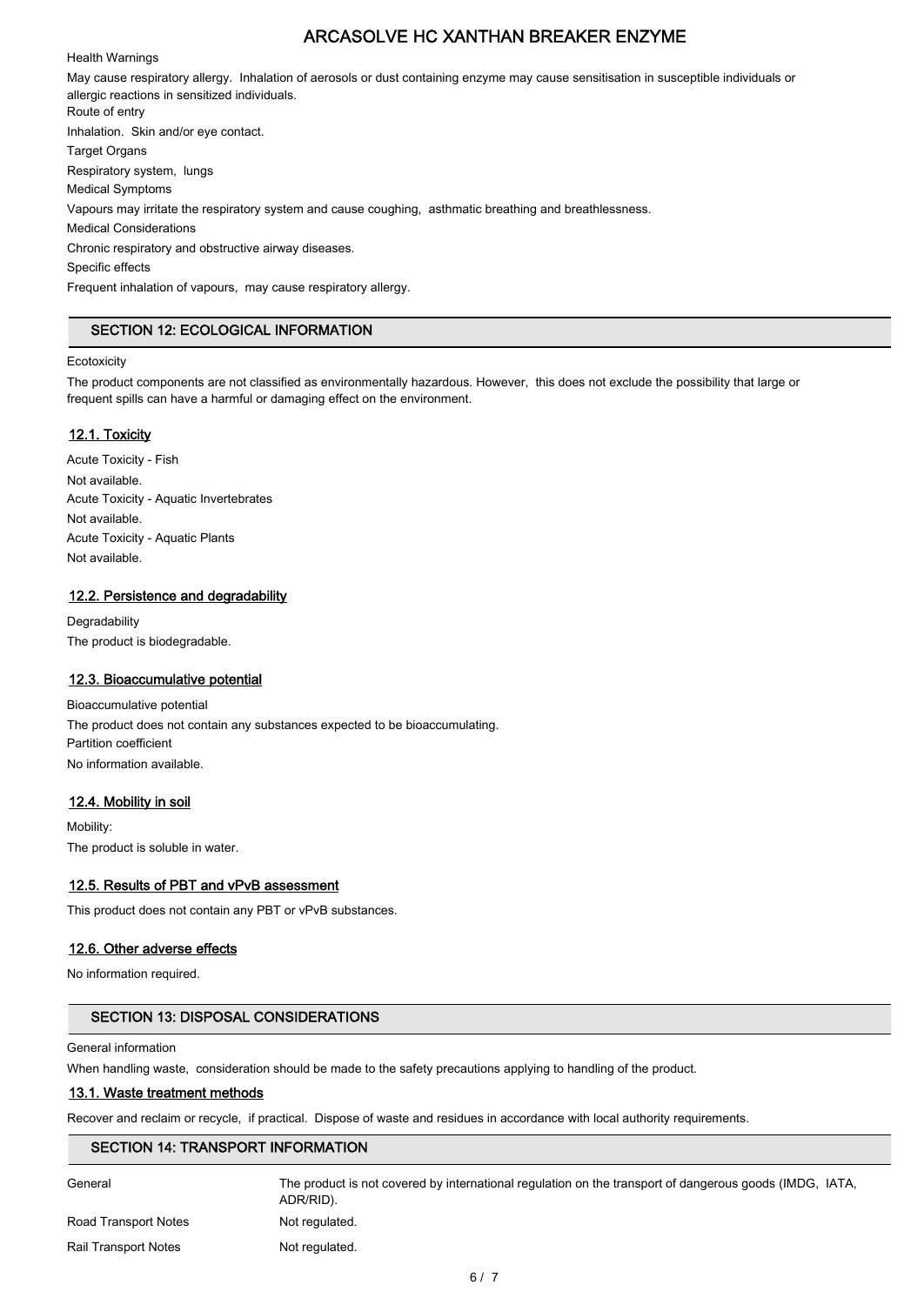Health Warnings

May cause respiratory allergy. Inhalation of aerosols or dust containing enzyme may cause sensitisation in susceptible individuals or allergic reactions in sensitized individuals.

Route of entry

Inhalation. Skin and/or eye contact.

Target Organs

Respiratory system, lungs

Medical Symptoms

Vapours may irritate the respiratory system and cause coughing, asthmatic breathing and breathlessness.

Medical Considerations

Chronic respiratory and obstructive airway diseases.

Specific effects

Frequent inhalation of vapours, may cause respiratory allergy.

## SECTION 12: ECOLOGICAL INFORMATION

Ecotoxicity

The product components are not classified as environmentally hazardous. However, this does not exclude the possibility that large or frequent spills can have a harmful or damaging effect on the environment.

### 12.1. Toxicity

Acute Toxicity - Fish

Not available.

Acute Toxicity - Aquatic Invertebrates

Not available.

Acute Toxicity - Aquatic Plants

Not available.

### 12.2. Persistence and degradability

Degradability

The product is biodegradable.

### 12.3. Bioaccumulative potential

Bioaccumulative potential

The product does not contain any substances expected to be bioaccumulating.

Partition coefficient

No information available.

### 12.4. Mobility in soil

Mobility:

The product is soluble in water.

### 12.5. Results of PBT and vPvB assessment

This product does not contain any PBT or vPvB substances.

### 12.6. Other adverse effects

No information required.

## SECTION 13: DISPOSAL CONSIDERATIONS

General information

When handling waste, consideration should be made to the safety precautions applying to handling of the product.

### 13.1. Waste treatment methods

Recover and reclaim or recycle, if practical. Dispose of waste and residues in accordance with local authority requirements.

## SECTION 14: TRANSPORT INFORMATION

| | |
|---|---|
| General | The product is not covered by international regulation on the transport of dangerous goods (IMDG, IATA, ADR/RID). |
| Road Transport Notes | Not regulated. |
| Rail Transport Notes | Not regulated. |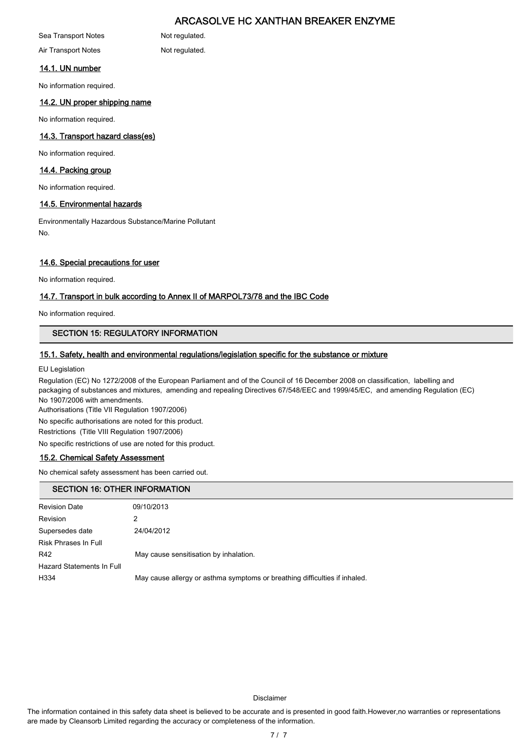| | |
|---|---|
| Sea Transport Notes | Not regulated. |
| Air Transport Notes | Not regulated. |

### 14.1. UN number

No information required.

### 14.2. UN proper shipping name

No information required.

### 14.3. Transport hazard class(es)

No information required.

### 14.4. Packing group

No information required.

### 14.5. Environmental hazards

Environmentally Hazardous Substance/Marine Pollutant

No.

### 14.6. Special precautions for user

No information required.

### 14.7. Transport in bulk according to Annex II of MARPOL73/78 and the IBC Code

No information required.

## SECTION 15: REGULATORY INFORMATION

### 15.1. Safety, health and environmental regulations/legislation specific for the substance or mixture

EU Legislation

Regulation (EC) No 1272/2008 of the European Parliament and of the Council of 16 December 2008 on classification, labelling and packaging of substances and mixtures, amending and repealing Directives 67/548/EEC and 1999/45/EC, and amending Regulation (EC) No 1907/2006 with amendments.

Authorisations (Title VII Regulation 1907/2006)

No specific authorisations are noted for this product.

Restrictions (Title VIII Regulation 1907/2006)

No specific restrictions of use are noted for this product.

### 15.2. Chemical Safety Assessment

No chemical safety assessment has been carried out.

## SECTION 16: OTHER INFORMATION

| | |
|---|---|
| Revision Date | 09/10/2013 |
| Revision | 2 |
| Supersedes date | 24/04/2012 |
| Risk Phrases In Full | |
| R42 | May cause sensitisation by inhalation. |
| Hazard Statements In Full | |
| H334 | May cause allergy or asthma symptoms or breathing difficulties if inhaled. |

Disclaimer

The information contained in this safety data sheet is believed to be accurate and is presented in good faith.However,no warranties or representations are made by Cleansorb Limited regarding the accuracy or completeness of the information.